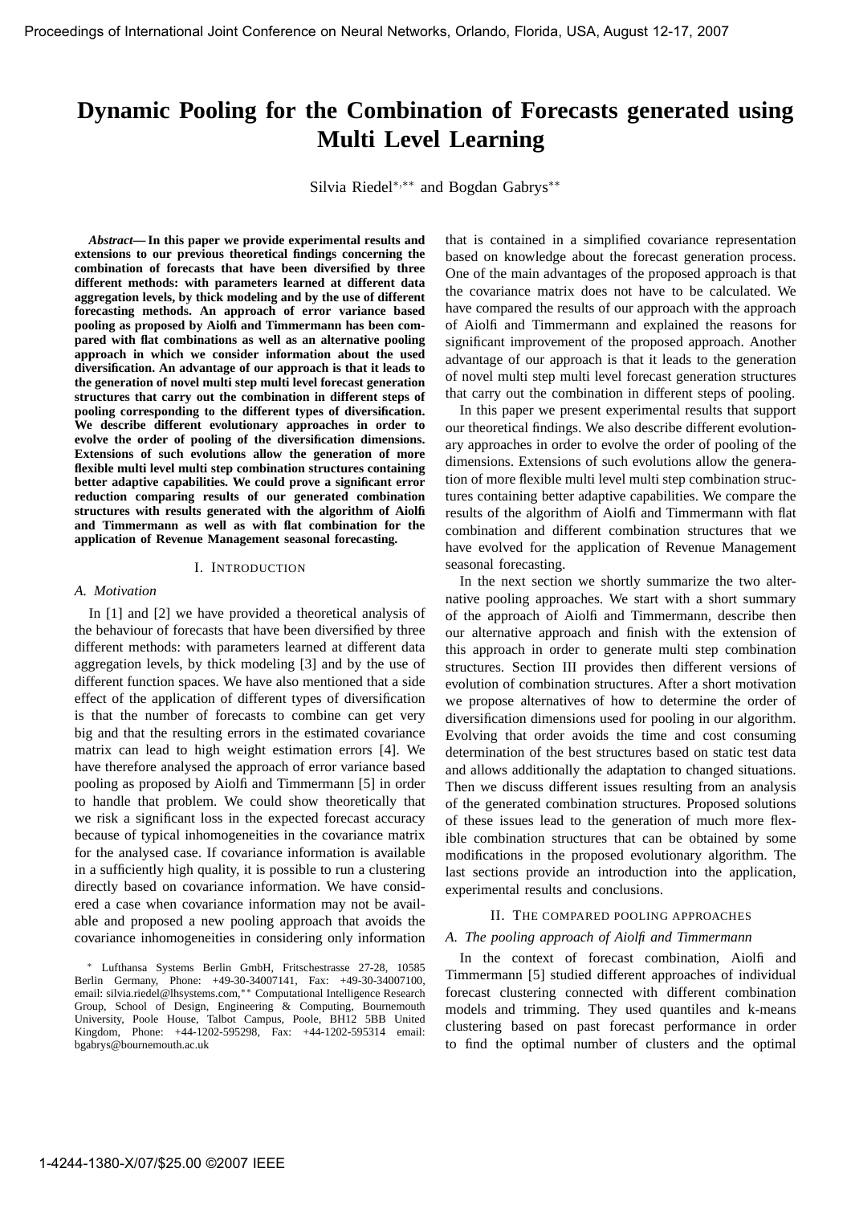# Dynamic Pooling for the Combination of Forecasts generated using Multi Level Learning

Silvia Riedel[*,**] and Bogdan Gabrys[**]

***Abstract*— In this paper we provide experimental results and extensions to our previous theoretical findings concerning the combination of forecasts that have been diversified by three different methods: with parameters learned at different data aggregation levels, by thick modeling and by the use of different forecasting methods. An approach of error variance based pooling as proposed by Aiolfi and Timmermann has been compared with flat combinations as well as an alternative pooling approach in which we consider information about the used diversification. An advantage of our approach is that it leads to the generation of novel multi step multi level forecast generation structures that carry out the combination in different steps of pooling corresponding to the different types of diversification. We describe different evolutionary approaches in order to evolve the order of pooling of the diversification dimensions. Extensions of such evolutions allow the generation of more flexible multi level multi step combination structures containing better adaptive capabilities. We could prove a significant error reduction comparing results of our generated combination structures with results generated with the algorithm of Aiolfi and Timmermann as well as with flat combination for the application of Revenue Management seasonal forecasting.**

## I. Introduction

### A. Motivation

In [1] and [2] we have provided a theoretical analysis of the behaviour of forecasts that have been diversified by three different methods: with parameters learned at different data aggregation levels, by thick modeling [3] and by the use of different function spaces. We have also mentioned that a side effect of the application of different types of diversification is that the number of forecasts to combine can get very big and that the resulting errors in the estimated covariance matrix can lead to high weight estimation errors [4]. We have therefore analysed the approach of error variance based pooling as proposed by Aiolfi and Timmermann [5] in order to handle that problem. We could show theoretically that we risk a significant loss in the expected forecast accuracy because of typical inhomogeneities in the covariance matrix for the analysed case. If covariance information is available in a sufficiently high quality, it is possible to run a clustering directly based on covariance information. We have considered a case when covariance information may not be available and proposed a new pooling approach that avoids the covariance inhomogeneities in considering only information that is contained in a simplified covariance representation based on knowledge about the forecast generation process. One of the main advantages of the proposed approach is that the covariance matrix does not have to be calculated. We have compared the results of our approach with the approach of Aiolfi and Timmermann and explained the reasons for significant improvement of the proposed approach. Another advantage of our approach is that it leads to the generation of novel multi step multi level forecast generation structures that carry out the combination in different steps of pooling.

In this paper we present experimental results that support our theoretical findings. We also describe different evolutionary approaches in order to evolve the order of pooling of the dimensions. Extensions of such evolutions allow the generation of more flexible multi level multi step combination structures containing better adaptive capabilities. We compare the results of the algorithm of Aiolfi and Timmermann with flat combination and different combination structures that we have evolved for the application of Revenue Management seasonal forecasting.

In the next section we shortly summarize the two alternative pooling approaches. We start with a short summary of the approach of Aiolfi and Timmermann, describe then our alternative approach and finish with the extension of this approach in order to generate multi step combination structures. Section III provides then different versions of evolution of combination structures. After a short motivation we propose alternatives of how to determine the order of diversification dimensions used for pooling in our algorithm. Evolving that order avoids the time and cost consuming determination of the best structures based on static test data and allows additionally the adaptation to changed situations. Then we discuss different issues resulting from an analysis of the generated combination structures. Proposed solutions of these issues lead to the generation of much more flexible combination structures that can be obtained by some modifications in the proposed evolutionary algorithm. The last sections provide an introduction into the application, experimental results and conclusions.

## II. The compared pooling approaches

### A. The pooling approach of Aiolfi and Timmermann

In the context of forecast combination, Aiolfi and Timmermann [5] studied different approaches of individual forecast clustering connected with different combination models and trimming. They used quantiles and k-means clustering based on past forecast performance in order to find the optimal number of clusters and the optimal

[*] Lufthansa Systems Berlin GmbH, Fritschestrasse 27-28, 10585 Berlin Germany, Phone: +49-30-34007141, Fax: +49-30-34007100, email: silvia.riedel@lhsystems.com,[**] Computational Intelligence Research Group, School of Design, Engineering & Computing, Bournemouth University, Poole House, Talbot Campus, Poole, BH12 5BB United Kingdom, Phone: +44-1202-595298, Fax: +44-1202-595314 email: bgabrys@bournemouth.ac.uk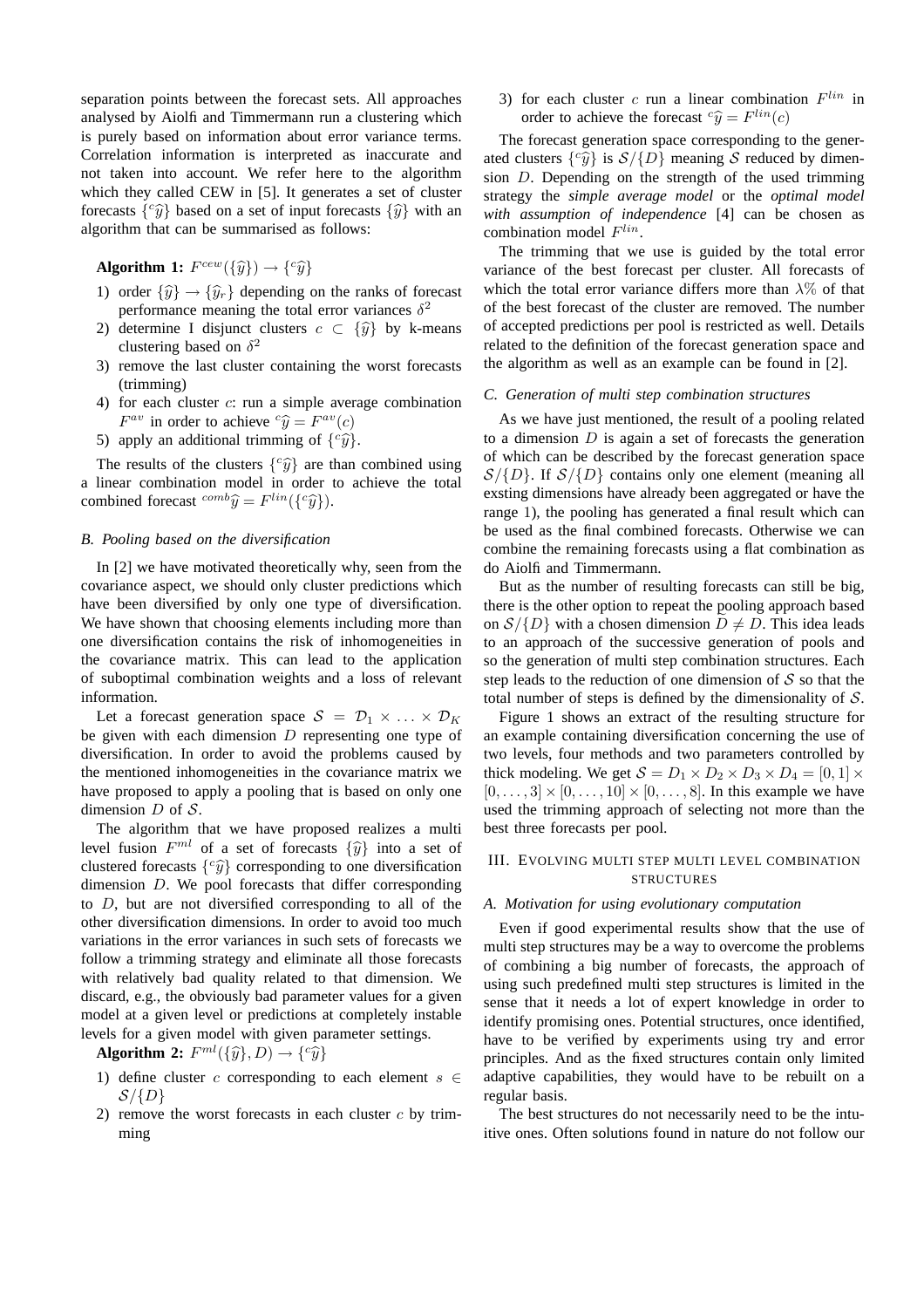separation points between the forecast sets. All approaches analysed by Aiolfi and Timmermann run a clustering which is purely based on information about error variance terms. Correlation information is interpreted as inaccurate and not taken into account. We refer here to the algorithm which they called CEW in [5]. It generates a set of cluster forecasts $\{^c\widehat{y}\}$ based on a set of input forecasts $\{\widehat{y}\}$ with an algorithm that can be summarised as follows:

**Algorithm 1:** $F^{cew}(\{\widehat{y}\}) \rightarrow \{^c\widehat{y}\}$

1) order $\{\widehat{y}\} \rightarrow \{\widehat{y}_r\}$ depending on the ranks of forecast performance meaning the total error variances $\delta^2$
2) determine I disjunct clusters $c \subset \{\widehat{y}\}$ by k-means clustering based on $\delta^2$
3) remove the last cluster containing the worst forecasts (trimming)
4) for each cluster $c$: run a simple average combination $F^{av}$ in order to achieve $^c\widehat{y} = F^{av}(c)$
5) apply an additional trimming of $\{^c\widehat{y}\}$.

The results of the clusters $\{^c\widehat{y}\}$ are than combined using a linear combination model in order to achieve the total combined forecast $^{comb}\widehat{y} = F^{lin}(\{^c\widehat{y}\})$.

### B. Pooling based on the diversification

In [2] we have motivated theoretically why, seen from the covariance aspect, we should only cluster predictions which have been diversified by only one type of diversification. We have shown that choosing elements including more than one diversification contains the risk of inhomogeneities in the covariance matrix. This can lead to the application of suboptimal combination weights and a loss of relevant information.

Let a forecast generation space $\mathcal{S} = \mathcal{D}_1 \times \ldots \times \mathcal{D}_K$ be given with each dimension $D$ representing one type of diversification. In order to avoid the problems caused by the mentioned inhomogeneities in the covariance matrix we have proposed to apply a pooling that is based on only one dimension $D$ of $\mathcal{S}$.

The algorithm that we have proposed realizes a multi level fusion $F^{ml}$ of a set of forecasts $\{\widehat{y}\}$ into a set of clustered forecasts $\{^c\widehat{y}\}$ corresponding to one diversification dimension $D$. We pool forecasts that differ corresponding to $D$, but are not diversified corresponding to all of the other diversification dimensions. In order to avoid too much variations in the error variances in such sets of forecasts we follow a trimming strategy and eliminate all those forecasts with relatively bad quality related to that dimension. We discard, e.g., the obviously bad parameter values for a given model at a given level or predictions at completely instable levels for a given model with given parameter settings.

**Algorithm 2:** $F^{ml}(\{\widehat{y}\}, D) \rightarrow \{^c\widehat{y}\}$

1) define cluster $c$ corresponding to each element $s \in \mathcal{S}/\{D\}$
2) remove the worst forecasts in each cluster $c$ by trimming
3) for each cluster $c$ run a linear combination $F^{lin}$ in order to achieve the forecast $^c\widehat{y} = F^{lin}(c)$

The forecast generation space corresponding to the generated clusters $\{^c\widehat{y}\}$ is $\mathcal{S}/\{D\}$ meaning $\mathcal{S}$ reduced by dimension $D$. Depending on the strength of the used trimming strategy the ***simple average model*** or the ***optimal model with assumption of independence*** [4] can be chosen as combination model $F^{lin}$.

The trimming that we use is guided by the total error variance of the best forecast per cluster. All forecasts of which the total error variance differs more than $\lambda\%$ of that of the best forecast of the cluster are removed. The number of accepted predictions per pool is restricted as well. Details related to the definition of the forecast generation space and the algorithm as well as an example can be found in [2].

### C. Generation of multi step combination structures

As we have just mentioned, the result of a pooling related to a dimension $D$ is again a set of forecasts the generation of which can be described by the forecast generation space $\mathcal{S}/\{D\}$. If $\mathcal{S}/\{D\}$ contains only one element (meaning all exsting dimensions have already been aggregated or have the range 1), the pooling has generated a final result which can be used as the final combined forecasts. Otherwise we can combine the remaining forecasts using a flat combination as do Aiolfi and Timmermann.

But as the number of resulting forecasts can still be big, there is the other option to repeat the pooling approach based on $\mathcal{S}/\{D\}$ with a chosen dimension $\tilde{D} \neq D$. This idea leads to an approach of the successive generation of pools and so the generation of multi step combination structures. Each step leads to the reduction of one dimension of $\mathcal{S}$ so that the total number of steps is defined by the dimensionality of $\mathcal{S}$.

Figure 1 shows an extract of the resulting structure for an example containing diversification concerning the use of two levels, four methods and two parameters controlled by thick modeling. We get $\mathcal{S} = D_1 \times D_2 \times D_3 \times D_4 = [0, 1] \times [0, \ldots, 3] \times [0, \ldots, 10] \times [0, \ldots, 8]$. In this example we have used the trimming approach of selecting not more than the best three forecasts per pool.

## III. Evolving multi step multi level combination structures

### A. Motivation for using evolutionary computation

Even if good experimental results show that the use of multi step structures may be a way to overcome the problems of combining a big number of forecasts, the approach of using such predefined multi step structures is limited in the sense that it needs a lot of expert knowledge in order to identify promising ones. Potential structures, once identified, have to be verified by experiments using try and error principles. And as the fixed structures contain only limited adaptive capabilities, they would have to be rebuilt on a regular basis.

The best structures do not necessarily need to be the intuitive ones. Often solutions found in nature do not follow our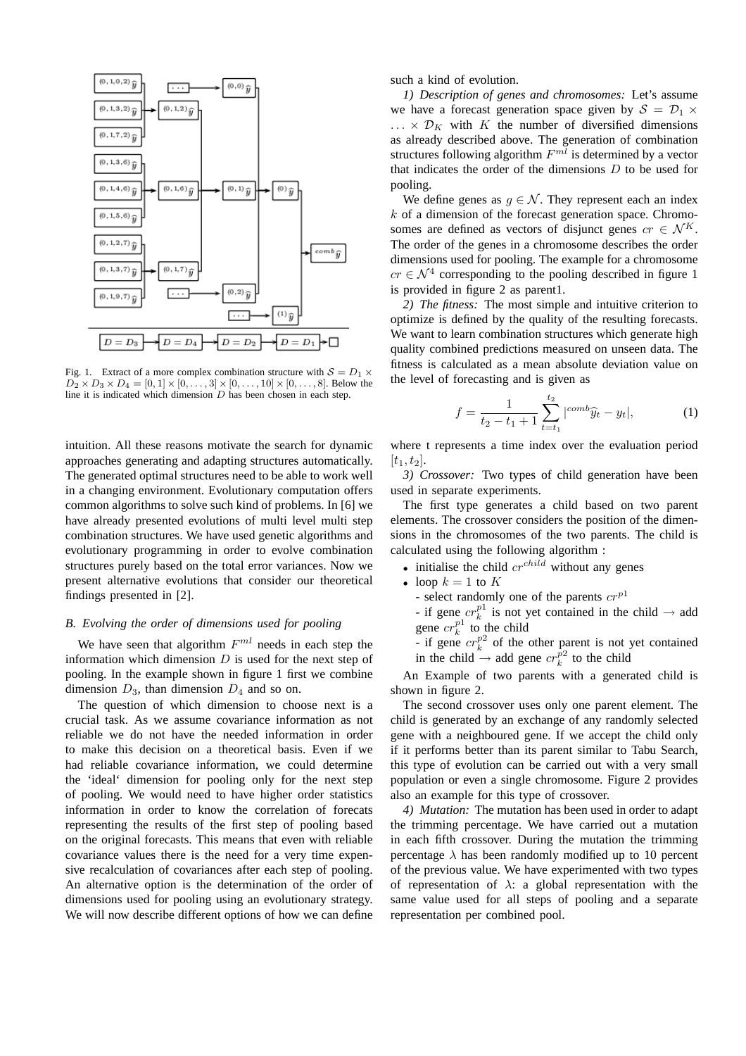Fig. 1. Extract of a more complex combination structure with $\mathcal{S} = D_1 \times D_2 \times D_3 \times D_4 = [0,1] \times [0,\ldots,3] \times [0,\ldots,10] \times [0,\ldots,8]$. Below the line it is indicated which dimension $D$ has been chosen in each step.

intuition. All these reasons motivate the search for dynamic approaches generating and adapting structures automatically. The generated optimal structures need to be able to work well in a changing environment. Evolutionary computation offers common algorithms to solve such kind of problems. In [6] we have already presented evolutions of multi level multi step combination structures. We have used genetic algorithms and evolutionary programming in order to evolve combination structures purely based on the total error variances. Now we present alternative evolutions that consider our theoretical findings presented in [2].

### B. Evolving the order of dimensions used for pooling

We have seen that algorithm $F^{ml}$ needs in each step the information which dimension $D$ is used for the next step of pooling. In the example shown in figure 1 first we combine dimension $D_3$, than dimension $D_4$ and so on.

The question of which dimension to choose next is a crucial task. As we assume covariance information as not reliable we do not have the needed information in order to make this decision on a theoretical basis. Even if we had reliable covariance information, we could determine the 'ideal' dimension for pooling only for the next step of pooling. We would need to have higher order statistics information in order to know the correlation of forecasts representing the results of the first step of pooling based on the original forecasts. This means that even with reliable covariance values there is the need for a very time expensive recalculation of covariances after each step of pooling. An alternative option is the determination of the order of dimensions used for pooling using an evolutionary strategy. We will now describe different options of how we can define such a kind of evolution.

*1) Description of genes and chromosomes:* Let's assume we have a forecast generation space given by $\mathcal{S} = \mathcal{D}_1 \times \ldots \times \mathcal{D}_K$ with $K$ the number of diversified dimensions as already described above. The generation of combination structures following algorithm $F^{ml}$ is determined by a vector that indicates the order of the dimensions $D$ to be used for pooling.

We define genes as $g \in \mathcal{N}$. They represent each an index $k$ of a dimension of the forecast generation space. Chromosomes are defined as vectors of disjunct genes $cr \in \mathcal{N}^K$. The order of the genes in a chromosome describes the order dimensions used for pooling. The example for a chromosome $cr \in \mathcal{N}^4$ corresponding to the pooling described in figure 1 is provided in figure 2 as parent1.

*2) The fitness:* The most simple and intuitive criterion to optimize is defined by the quality of the resulting forecasts. We want to learn combination structures which generate high quality combined predictions measured on unseen data. The fitness is calculated as a mean absolute deviation value on the level of forecasting and is given as

$$f = \frac{1}{t_2 - t_1 + 1} \sum_{t=t_1}^{t_2} |{}^{comb}\widehat{y}_t - y_t|, \tag{1}$$

where t represents a time index over the evaluation period $[t_1, t_2]$.

*3) Crossover:* Two types of child generation have been used in separate experiments.

The first type generates a child based on two parent elements. The crossover considers the position of the dimensions in the chromosomes of the two parents. The child is calculated using the following algorithm :

- initialise the child $cr^{child}$ without any genes
- loop $k = 1$ to $K$
  - select randomly one of the parents $cr^{p1}$
  - if gene $cr_k^{p1}$ is not yet contained in the child → add gene $cr_k^{p1}$ to the child
  - if gene $cr_k^{p2}$ of the other parent is not yet contained in the child → add gene $cr_k^{p2}$ to the child

An Example of two parents with a generated child is shown in figure 2.

The second crossover uses only one parent element. The child is generated by an exchange of any randomly selected gene with a neighboured gene. If we accept the child only if it performs better than its parent similar to Tabu Search, this type of evolution can be carried out with a very small population or even a single chromosome. Figure 2 provides also an example for this type of crossover.

*4) Mutation:* The mutation has been used in order to adapt the trimming percentage. We have carried out a mutation in each fifth crossover. During the mutation the trimming percentage $\lambda$ has been randomly modified up to 10 percent of the previous value. We have experimented with two types of representation of $\lambda$: a global representation with the same value used for all steps of pooling and a separate representation per combined pool.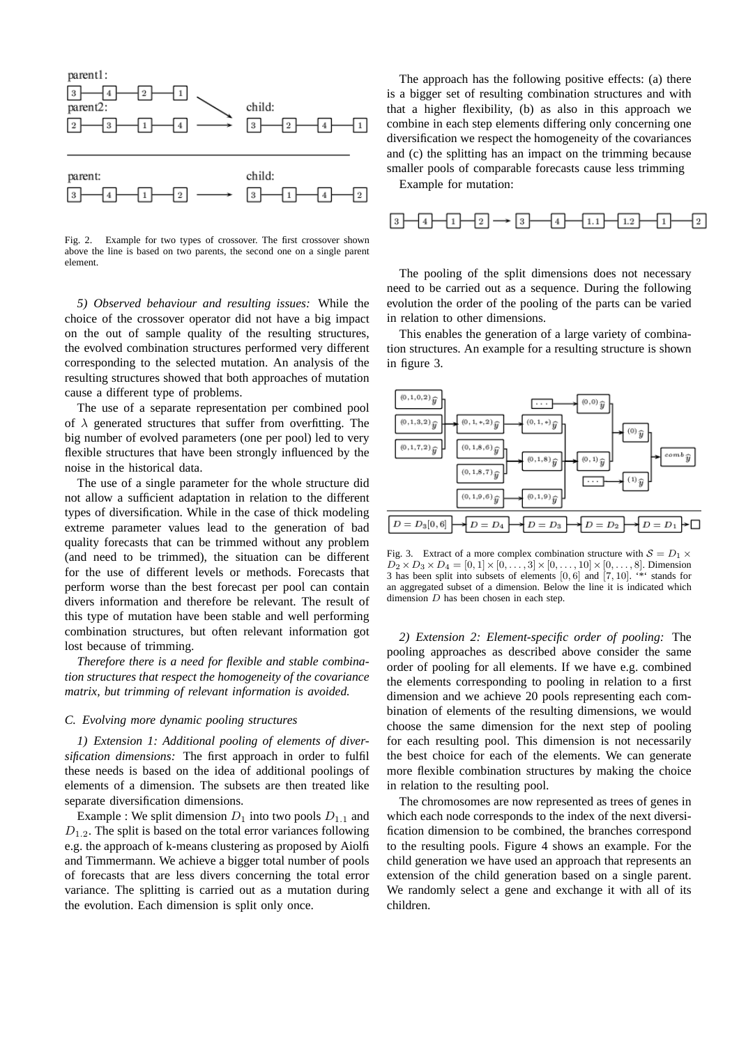Fig. 2. Example for two types of crossover. The first crossover shown above the line is based on two parents, the second one on a single parent element.

*5) Observed behaviour and resulting issues:* While the choice of the crossover operator did not have a big impact on the out of sample quality of the resulting structures, the evolved combination structures performed very different corresponding to the selected mutation. An analysis of the resulting structures showed that both approaches of mutation cause a different type of problems.

The use of a separate representation per combined pool of $\lambda$ generated structures that suffer from overfitting. The big number of evolved parameters (one per pool) led to very flexible structures that have been strongly influenced by the noise in the historical data.

The use of a single parameter for the whole structure did not allow a sufficient adaptation in relation to the different types of diversification. While in the case of thick modeling extreme parameter values lead to the generation of bad quality forecasts that can be trimmed without any problem (and need to be trimmed), the situation can be different for the use of different levels or methods. Forecasts that perform worse than the best forecast per pool can contain divers information and therefore be relevant. The result of this type of mutation have been stable and well performing combination structures, but often relevant information got lost because of trimming.

*Therefore there is a need for flexible and stable combination structures that respect the homogeneity of the covariance matrix, but trimming of relevant information is avoided.*

### C. Evolving more dynamic pooling structures

*1) Extension 1: Additional pooling of elements of diversification dimensions:* The first approach in order to fulfil these needs is based on the idea of additional poolings of elements of a dimension. The subsets are then treated like separate diversification dimensions.

Example : We split dimension $D_1$ into two pools $D_{1.1}$ and $D_{1.2}$. The split is based on the total error variances following e.g. the approach of k-means clustering as proposed by Aiolfi and Timmermann. We achieve a bigger total number of pools of forecasts that are less divers concerning the total error variance. The splitting is carried out as a mutation during the evolution. Each dimension is split only once.

The approach has the following positive effects: (a) there is a bigger set of resulting combination structures and with that a higher flexibility, (b) as also in this approach we combine in each step elements differing only concerning one diversification we respect the homogeneity of the covariances and (c) the splitting has an impact on the trimming because smaller pools of comparable forecasts cause less trimming

Example for mutation:

The pooling of the split dimensions does not necessary need to be carried out as a sequence. During the following evolution the order of the pooling of the parts can be varied in relation to other dimensions.

This enables the generation of a large variety of combination structures. An example for a resulting structure is shown in figure 3.

Fig. 3. Extract of a more complex combination structure with $\mathcal{S} = D_1 \times D_2 \times D_3 \times D_4 = [0,1] \times [0,\ldots,3] \times [0,\ldots,10] \times [0,\ldots,8]$. Dimension 3 has been split into subsets of elements $[0,6]$ and $[7,10]$. '*' stands for an aggregated subset of a dimension. Below the line it is indicated which dimension $D$ has been chosen in each step.

*2) Extension 2: Element-specific order of pooling:* The pooling approaches as described above consider the same order of pooling for all elements. If we have e.g. combined the elements corresponding to pooling in relation to a first dimension and we achieve 20 pools representing each combination of elements of the resulting dimensions, we would choose the same dimension for the next step of pooling for each resulting pool. This dimension is not necessarily the best choice for each of the elements. We can generate more flexible combination structures by making the choice in relation to the resulting pool.

The chromosomes are now represented as trees of genes in which each node corresponds to the index of the next diversification dimension to be combined, the branches correspond to the resulting pools. Figure 4 shows an example. For the child generation we have used an approach that represents an extension of the child generation based on a single parent. We randomly select a gene and exchange it with all of its children.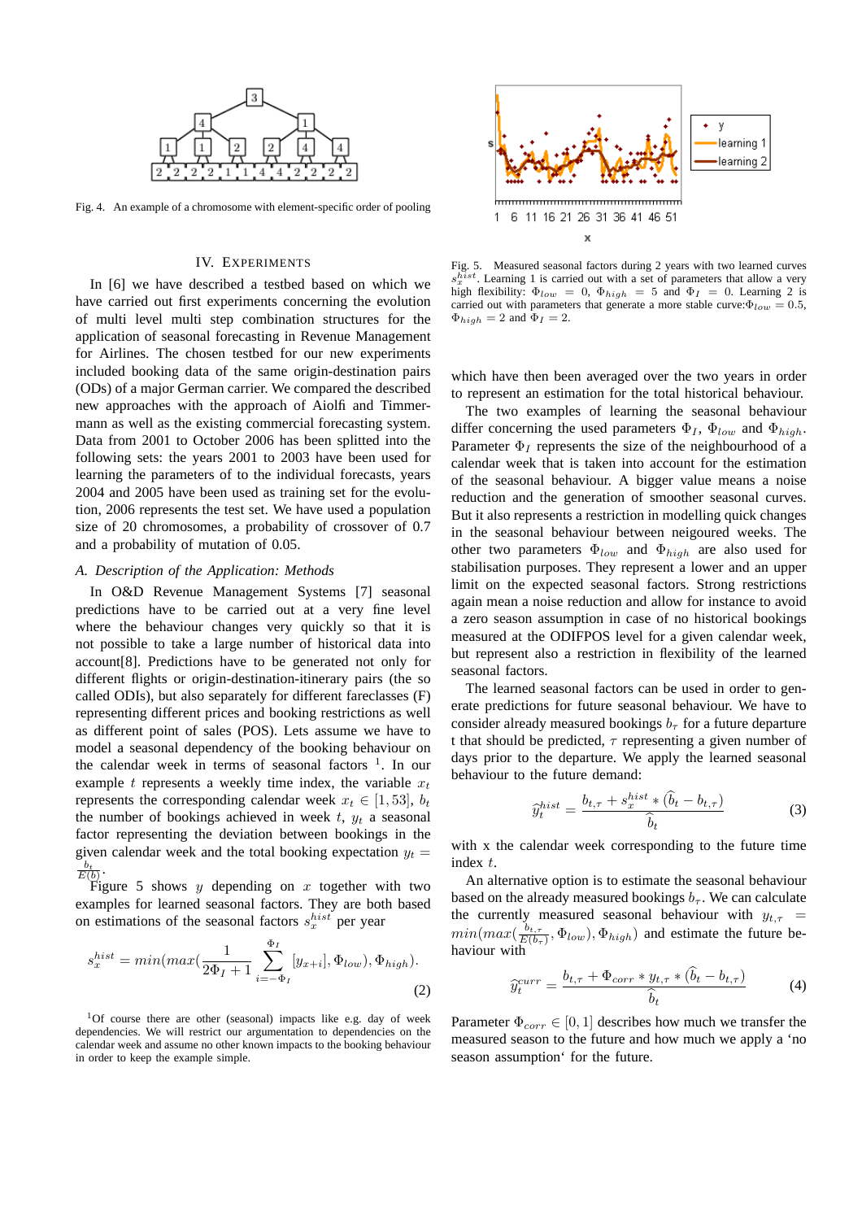Fig. 4. An example of a chromosome with element-specific order of pooling

## IV. Experiments

In [6] we have described a testbed based on which we have carried out first experiments concerning the evolution of multi level multi step combination structures for the application of seasonal forecasting in Revenue Management for Airlines. The chosen testbed for our new experiments included booking data of the same origin-destination pairs (ODs) of a major German carrier. We compared the described new approaches with the approach of Aiolfi and Timmermann as well as the existing commercial forecasting system. Data from 2001 to October 2006 has been splitted into the following sets: the years 2001 to 2003 have been used for learning the parameters of to the individual forecasts, years 2004 and 2005 have been used as training set for the evolution, 2006 represents the test set. We have used a population size of 20 chromosomes, a probability of crossover of 0.7 and a probability of mutation of 0.05.

### A. Description of the Application: Methods

In O&D Revenue Management Systems [7] seasonal predictions have to be carried out at a very fine level where the behaviour changes very quickly so that it is not possible to take a large number of historical data into account[8]. Predictions have to be generated not only for different flights or origin-destination-itinerary pairs (the so called ODIs), but also separately for different fareclasses (F) representing different prices and booking restrictions as well as different point of sales (POS). Lets assume we have to model a seasonal dependency of the booking behaviour on the calendar week in terms of seasonal factors [1]. In our example $t$ represents a weekly time index, the variable $x_t$ represents the corresponding calendar week $x_t \in [1, 53]$, $b_t$ the number of bookings achieved in week $t$, $y_t$ a seasonal factor representing the deviation between bookings in the given calendar week and the total booking expectation $y_t = \frac{b_t}{E(b)}$.

Figure 5 shows $y$ depending on $x$ together with two examples for learned seasonal factors. They are both based on estimations of the seasonal factors $s_x^{hist}$ per year

$$s_x^{hist} = min(max(\frac{1}{2\Phi_I + 1}\sum_{i=-\Phi_I}^{\Phi_I}[y_{x+i}], \Phi_{low}), \Phi_{high}). \tag{2}$$

[1]Of course there are other (seasonal) impacts like e.g. day of week dependencies. We will restrict our argumentation to dependencies on the calendar week and assume no other known impacts to the booking behaviour in order to keep the example simple.

Fig. 5. Measured seasonal factors during 2 years with two learned curves $s_x^{hist}$. Learning 1 is carried out with a set of parameters that allow a very high flexibility: $\Phi_{low} = 0$, $\Phi_{high} = 5$ and $\Phi_I = 0$. Learning 2 is carried out with parameters that generate a more stable curve: $\Phi_{low} = 0.5$, $\Phi_{high} = 2$ and $\Phi_I = 2$.

which have then been averaged over the two years in order to represent an estimation for the total historical behaviour.

The two examples of learning the seasonal behaviour differ concerning the used parameters $\Phi_I$, $\Phi_{low}$ and $\Phi_{high}$. Parameter $\Phi_I$ represents the size of the neighbourhood of a calendar week that is taken into account for the estimation of the seasonal behaviour. A bigger value means a noise reduction and the generation of smoother seasonal curves. But it also represents a restriction in modelling quick changes in the seasonal behaviour between neigboured weeks. The other two parameters $\Phi_{low}$ and $\Phi_{high}$ are also used for stabilisation purposes. They represent a lower and an upper limit on the expected seasonal factors. Strong restrictions again mean a noise reduction and allow for instance to avoid a zero season assumption in case of no historical bookings measured at the ODIFPOS level for a given calendar week, but represent also a restriction in flexibility of the learned seasonal factors.

The learned seasonal factors can be used in order to generate predictions for future seasonal behaviour. We have to consider already measured bookings $b_\tau$ for a future departure t that should be predicted, $\tau$ representing a given number of days prior to the departure. We apply the learned seasonal behaviour to the future demand:

$$\hat{y}_t^{hist} = \frac{b_{t,\tau} + s_x^{hist} * (\hat{b}_t - b_{t,\tau})}{\hat{b}_t} \tag{3}$$

with x the calendar week corresponding to the future time index $t$.

An alternative option is to estimate the seasonal behaviour based on the already measured bookings $b_\tau$. We can calculate the currently measured seasonal behaviour with $y_{t,\tau} = min(max(\frac{b_{t,\tau}}{E(b_\tau)}, \Phi_{low}), \Phi_{high})$ and estimate the future behaviour with

$$\hat{y}_t^{curr} = \frac{b_{t,\tau} + \Phi_{corr} * y_{t,\tau} * (\hat{b}_t - b_{t,\tau})}{\hat{b}_t} \tag{4}$$

Parameter $\Phi_{corr} \in [0, 1]$ describes how much we transfer the measured season to the future and how much we apply a 'no season assumption' for the future.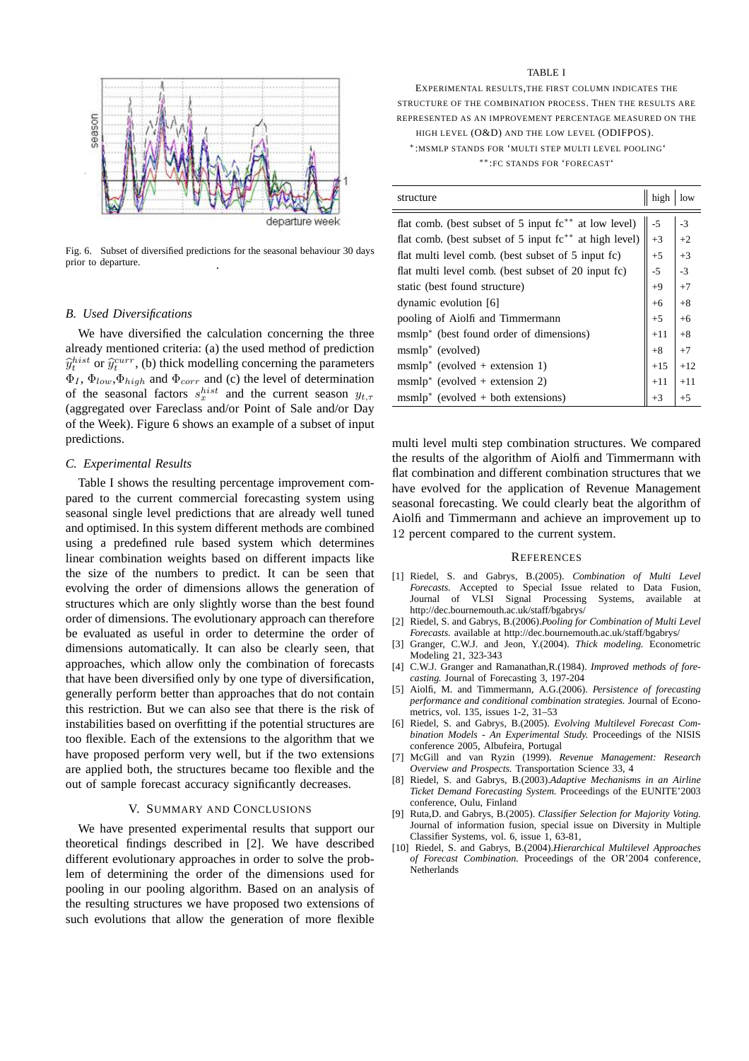season

departure week

1

Fig. 6. Subset of diversified predictions for the seasonal behaviour 30 days prior to departure.

### B. Used Diversifications

We have diversified the calculation concerning the three already mentioned criteria: (a) the used method of prediction $\widehat{y}_t^{hist}$ or $\widehat{y}_t^{curr}$, (b) thick modelling concerning the parameters $\Phi_I$, $\Phi_{low}$,$\Phi_{high}$ and $\Phi_{corr}$ and (c) the level of determination of the seasonal factors $s_x^{hist}$ and the current season $y_{t,\tau}$ (aggregated over Fareclass and/or Point of Sale and/or Day of the Week). Figure 6 shows an example of a subset of input predictions.

### C. Experimental Results

Table I shows the resulting percentage improvement compared to the current commercial forecasting system using seasonal single level predictions that are already well tuned and optimised. In this system different methods are combined using a predefined rule based system which determines linear combination weights based on different impacts like the size of the numbers to predict. It can be seen that evolving the order of dimensions allows the generation of structures which are only slightly worse than the best found order of dimensions. The evolutionary approach can therefore be evaluated as useful in order to determine the order of dimensions automatically. It can also be clearly seen, that approaches, which allow only the combination of forecasts that have been diversified only by one type of diversification, generally perform better than approaches that do not contain this restriction. But we can also see that there is the risk of instabilities based on overfitting if the potential structures are too flexible. Each of the extensions to the algorithm that we have proposed perform very well, but if the two extensions are applied both, the structures became too flexible and the out of sample forecast accuracy significantly decreases.

## V. Summary and Conclusions

We have presented experimental results that support our theoretical findings described in [2]. We have described different evolutionary approaches in order to solve the problem of determining the order of the dimensions used for pooling in our pooling algorithm. Based on an analysis of the resulting structures we have proposed two extensions of such evolutions that allow the generation of more flexible multi level multi step combination structures. We compared the results of the algorithm of Aiolfi and Timmermann with flat combination and different combination structures that we have evolved for the application of Revenue Management seasonal forecasting. We could clearly beat the algorithm of Aiolfi and Timmermann and achieve an improvement up to 12 percent compared to the current system.

TABLE I

Experimental results, the first column indicates the structure of the combination process. Then the results are represented as an improvement percentage measured on the high level (O&D) and the low level (ODIFPOS).
*: MSMLP stands for 'multi step multi level pooling'
**: FC stands for 'forecast'

| structure | high | low |
|---|---|---|
| flat comb. (best subset of 5 input fc** at low level) | -5 | -3 |
| flat comb. (best subset of 5 input fc** at high level) | +3 | +2 |
| flat multi level comb. (best subset of 5 input fc) | +5 | +3 |
| flat multi level comb. (best subset of 20 input fc) | -5 | -3 |
| static (best found structure) | +9 | +7 |
| dynamic evolution [6] | +6 | +8 |
| pooling of Aiolfi and Timmermann | +5 | +6 |
| msmlp* (best found order of dimensions) | +11 | +8 |
| msmlp* (evolved) | +8 | +7 |
| msmlp* (evolved + extension 1) | +15 | +12 |
| msmlp* (evolved + extension 2) | +11 | +11 |
| msmlp* (evolved + both extensions) | +3 | +5 |

## References

[1] Riedel, S. and Gabrys, B.(2005). *Combination of Multi Level Forecasts.* Accepted to Special Issue related to Data Fusion, Journal of VLSI Signal Processing Systems, available at http://dec.bournemouth.ac.uk/staff/bgabrys/

[2] Riedel, S. and Gabrys, B.(2006).*Pooling for Combination of Multi Level Forecasts.* available at http://dec.bournemouth.ac.uk/staff/bgabrys/

[3] Granger, C.W.J. and Jeon, Y.(2004). *Thick modeling.* Econometric Modeling 21, 323-343

[4] C.W.J. Granger and Ramanathan,R.(1984). *Improved methods of forecasting.* Journal of Forecasting 3, 197-204

[5] Aiolfi, M. and Timmermann, A.G.(2006). *Persistence of forecasting performance and conditional combination strategies.* Journal of Econometrics, vol. 135, issues 1-2, 31–53

[6] Riedel, S. and Gabrys, B.(2005). *Evolving Multilevel Forecast Combination Models - An Experimental Study.* Proceedings of the NISIS conference 2005, Albufeira, Portugal

[7] McGill and van Ryzin (1999). *Revenue Management: Research Overview and Prospects.* Transportation Science 33, 4

[8] Riedel, S. and Gabrys, B.(2003).*Adaptive Mechanisms in an Airline Ticket Demand Forecasting System.* Proceedings of the EUNITE'2003 conference, Oulu, Finland

[9] Ruta,D. and Gabrys, B.(2005). *Classifier Selection for Majority Voting.* Journal of information fusion, special issue on Diversity in Multiple Classifier Systems, vol. 6, issue 1, 63-81,

[10] Riedel, S. and Gabrys, B.(2004).*Hierarchical Multilevel Approaches of Forecast Combination.* Proceedings of the OR'2004 conference, Netherlands